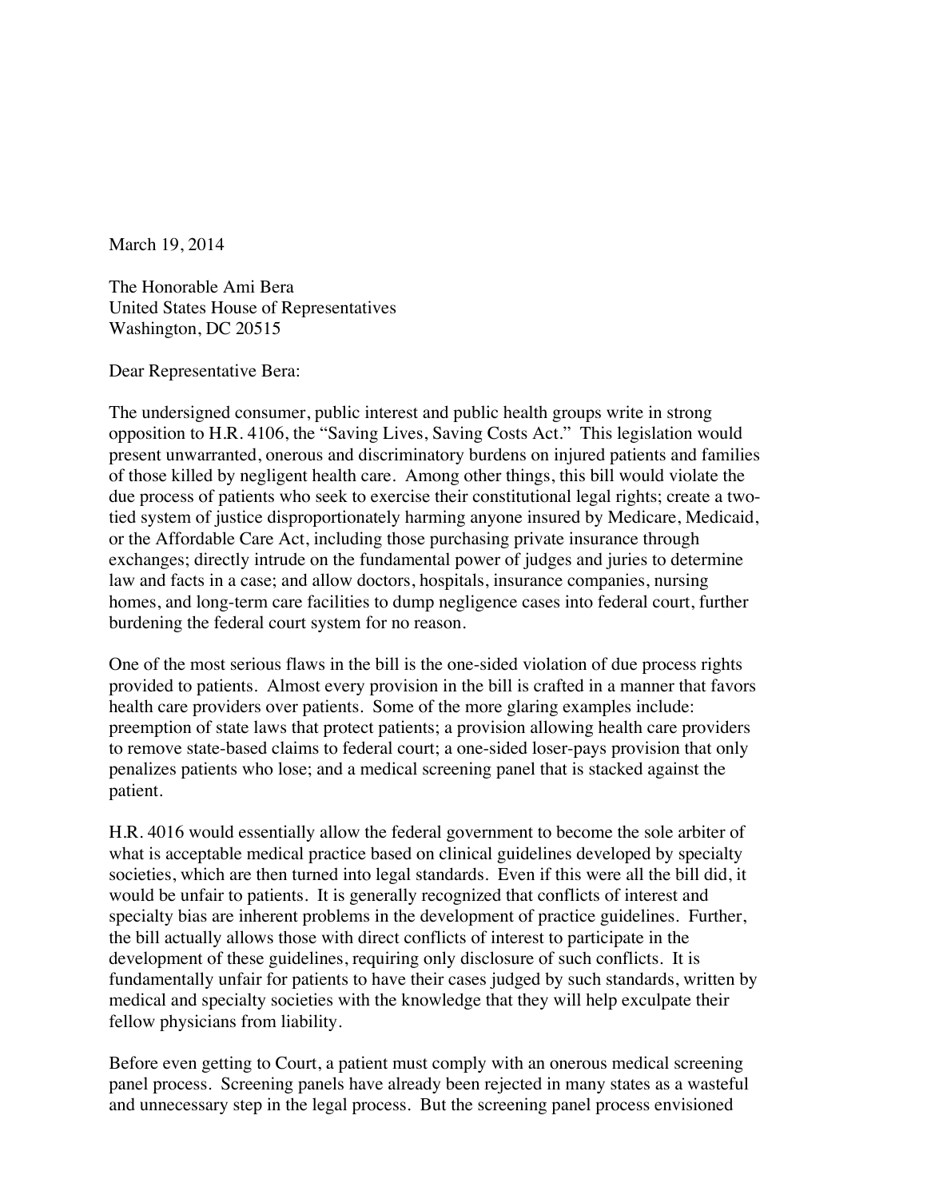March 19, 2014

The Honorable Ami Bera
United States House of Representatives
Washington, DC 20515

Dear Representative Bera:

The undersigned consumer, public interest and public health groups write in strong opposition to H.R. 4106, the "Saving Lives, Saving Costs Act." This legislation would present unwarranted, onerous and discriminatory burdens on injured patients and families of those killed by negligent health care. Among other things, this bill would violate the due process of patients who seek to exercise their constitutional legal rights; create a two-tied system of justice disproportionately harming anyone insured by Medicare, Medicaid, or the Affordable Care Act, including those purchasing private insurance through exchanges; directly intrude on the fundamental power of judges and juries to determine law and facts in a case; and allow doctors, hospitals, insurance companies, nursing homes, and long-term care facilities to dump negligence cases into federal court, further burdening the federal court system for no reason.

One of the most serious flaws in the bill is the one-sided violation of due process rights provided to patients. Almost every provision in the bill is crafted in a manner that favors health care providers over patients. Some of the more glaring examples include: preemption of state laws that protect patients; a provision allowing health care providers to remove state-based claims to federal court; a one-sided loser-pays provision that only penalizes patients who lose; and a medical screening panel that is stacked against the patient.

H.R. 4016 would essentially allow the federal government to become the sole arbiter of what is acceptable medical practice based on clinical guidelines developed by specialty societies, which are then turned into legal standards. Even if this were all the bill did, it would be unfair to patients. It is generally recognized that conflicts of interest and specialty bias are inherent problems in the development of practice guidelines. Further, the bill actually allows those with direct conflicts of interest to participate in the development of these guidelines, requiring only disclosure of such conflicts. It is fundamentally unfair for patients to have their cases judged by such standards, written by medical and specialty societies with the knowledge that they will help exculpate their fellow physicians from liability.

Before even getting to Court, a patient must comply with an onerous medical screening panel process. Screening panels have already been rejected in many states as a wasteful and unnecessary step in the legal process. But the screening panel process envisioned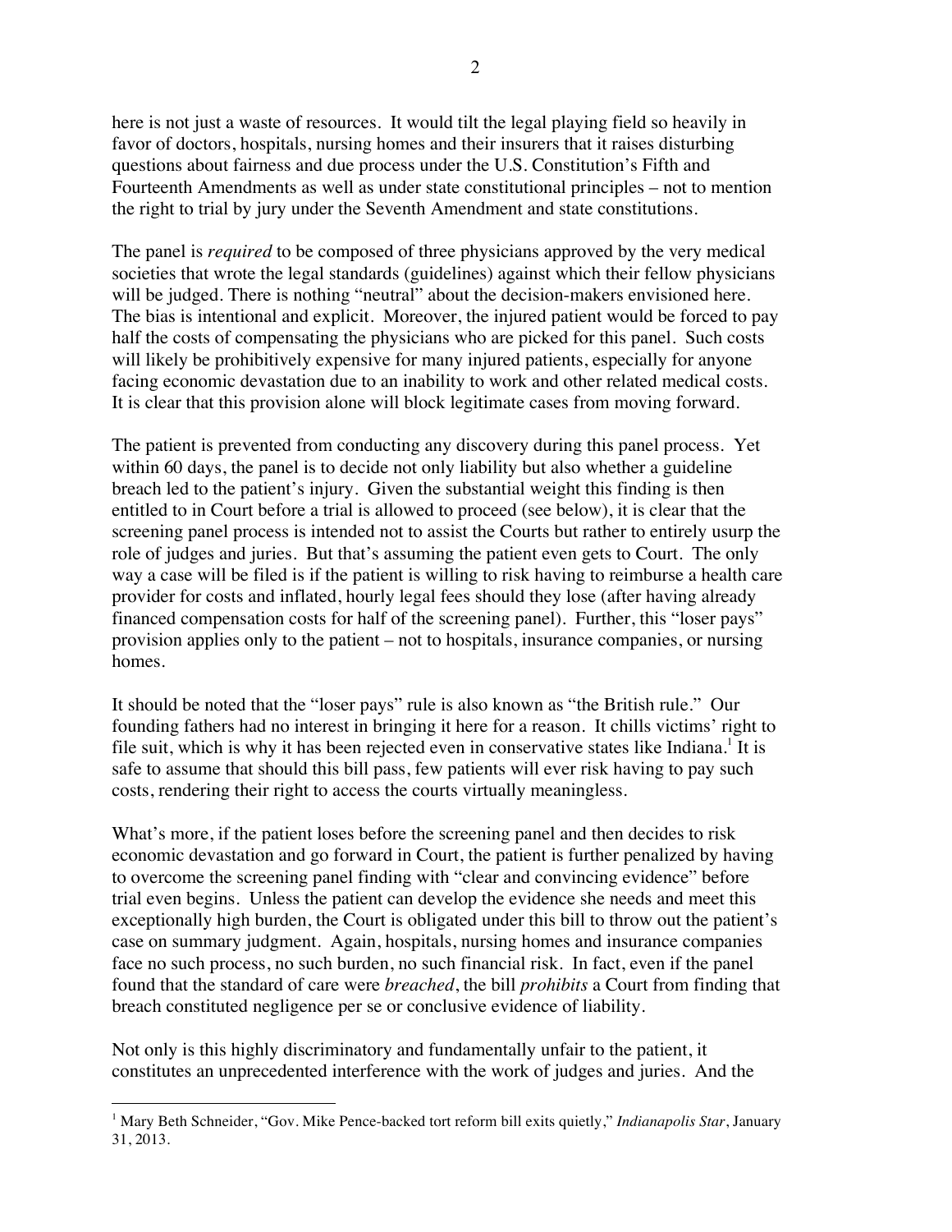here is not just a waste of resources. It would tilt the legal playing field so heavily in favor of doctors, hospitals, nursing homes and their insurers that it raises disturbing questions about fairness and due process under the U.S. Constitution's Fifth and Fourteenth Amendments as well as under state constitutional principles – not to mention the right to trial by jury under the Seventh Amendment and state constitutions.

The panel is *required* to be composed of three physicians approved by the very medical societies that wrote the legal standards (guidelines) against which their fellow physicians will be judged. There is nothing "neutral" about the decision-makers envisioned here. The bias is intentional and explicit. Moreover, the injured patient would be forced to pay half the costs of compensating the physicians who are picked for this panel. Such costs will likely be prohibitively expensive for many injured patients, especially for anyone facing economic devastation due to an inability to work and other related medical costs. It is clear that this provision alone will block legitimate cases from moving forward.

The patient is prevented from conducting any discovery during this panel process. Yet within 60 days, the panel is to decide not only liability but also whether a guideline breach led to the patient's injury. Given the substantial weight this finding is then entitled to in Court before a trial is allowed to proceed (see below), it is clear that the screening panel process is intended not to assist the Courts but rather to entirely usurp the role of judges and juries. But that's assuming the patient even gets to Court. The only way a case will be filed is if the patient is willing to risk having to reimburse a health care provider for costs and inflated, hourly legal fees should they lose (after having already financed compensation costs for half of the screening panel). Further, this "loser pays" provision applies only to the patient – not to hospitals, insurance companies, or nursing homes.

It should be noted that the "loser pays" rule is also known as "the British rule." Our founding fathers had no interest in bringing it here for a reason. It chills victims' right to file suit, which is why it has been rejected even in conservative states like Indiana.[1] It is safe to assume that should this bill pass, few patients will ever risk having to pay such costs, rendering their right to access the courts virtually meaningless.

What's more, if the patient loses before the screening panel and then decides to risk economic devastation and go forward in Court, the patient is further penalized by having to overcome the screening panel finding with "clear and convincing evidence" before trial even begins. Unless the patient can develop the evidence she needs and meet this exceptionally high burden, the Court is obligated under this bill to throw out the patient's case on summary judgment. Again, hospitals, nursing homes and insurance companies face no such process, no such burden, no such financial risk. In fact, even if the panel found that the standard of care were *breached*, the bill *prohibits* a Court from finding that breach constituted negligence per se or conclusive evidence of liability.

Not only is this highly discriminatory and fundamentally unfair to the patient, it constitutes an unprecedented interference with the work of judges and juries. And the

[1] Mary Beth Schneider, "Gov. Mike Pence-backed tort reform bill exits quietly," *Indianapolis Star*, January 31, 2013.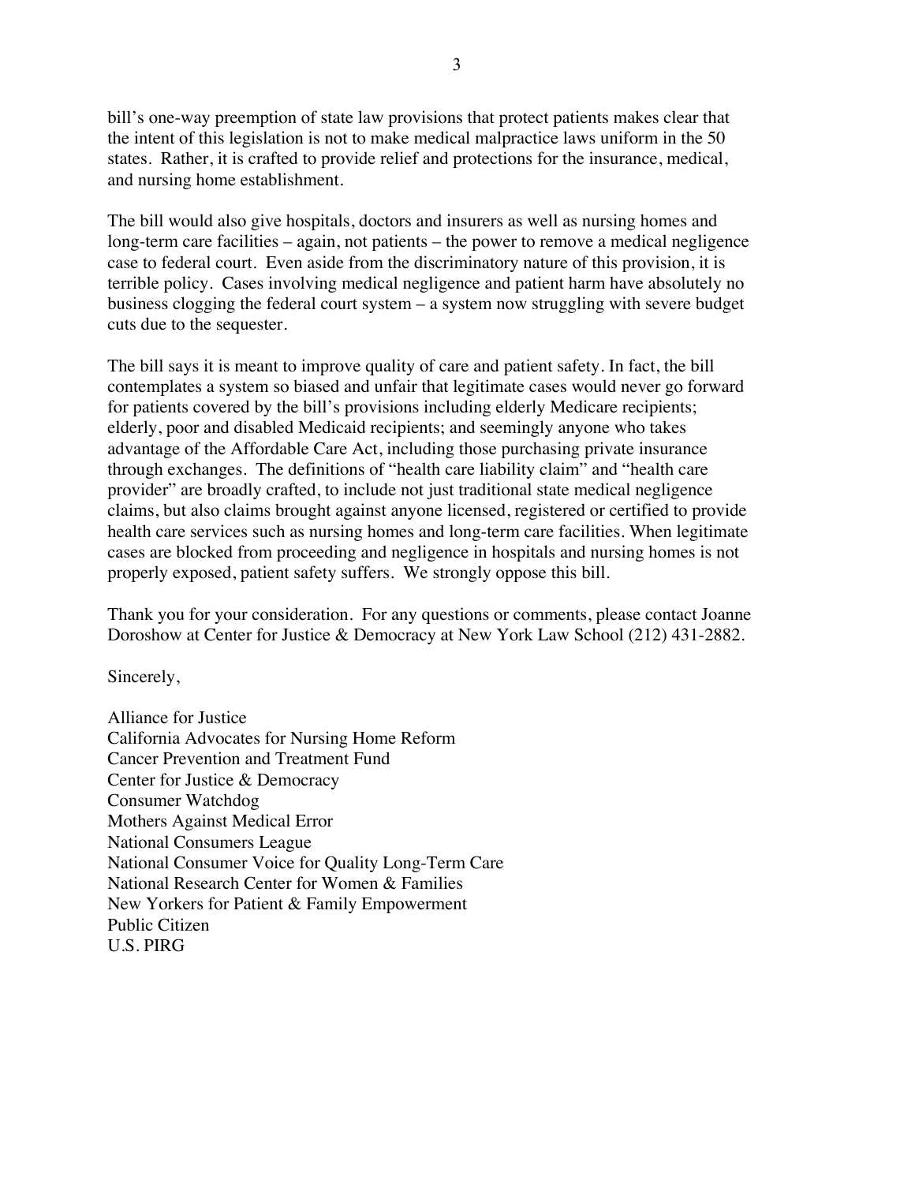bill's one-way preemption of state law provisions that protect patients makes clear that the intent of this legislation is not to make medical malpractice laws uniform in the 50 states. Rather, it is crafted to provide relief and protections for the insurance, medical, and nursing home establishment.

The bill would also give hospitals, doctors and insurers as well as nursing homes and long-term care facilities – again, not patients – the power to remove a medical negligence case to federal court. Even aside from the discriminatory nature of this provision, it is terrible policy. Cases involving medical negligence and patient harm have absolutely no business clogging the federal court system – a system now struggling with severe budget cuts due to the sequester.

The bill says it is meant to improve quality of care and patient safety. In fact, the bill contemplates a system so biased and unfair that legitimate cases would never go forward for patients covered by the bill's provisions including elderly Medicare recipients; elderly, poor and disabled Medicaid recipients; and seemingly anyone who takes advantage of the Affordable Care Act, including those purchasing private insurance through exchanges. The definitions of "health care liability claim" and "health care provider" are broadly crafted, to include not just traditional state medical negligence claims, but also claims brought against anyone licensed, registered or certified to provide health care services such as nursing homes and long-term care facilities. When legitimate cases are blocked from proceeding and negligence in hospitals and nursing homes is not properly exposed, patient safety suffers. We strongly oppose this bill.

Thank you for your consideration. For any questions or comments, please contact Joanne Doroshow at Center for Justice & Democracy at New York Law School (212) 431-2882.

Sincerely,

Alliance for Justice
California Advocates for Nursing Home Reform
Cancer Prevention and Treatment Fund
Center for Justice & Democracy
Consumer Watchdog
Mothers Against Medical Error
National Consumers League
National Consumer Voice for Quality Long-Term Care
National Research Center for Women & Families
New Yorkers for Patient & Family Empowerment
Public Citizen
U.S. PIRG